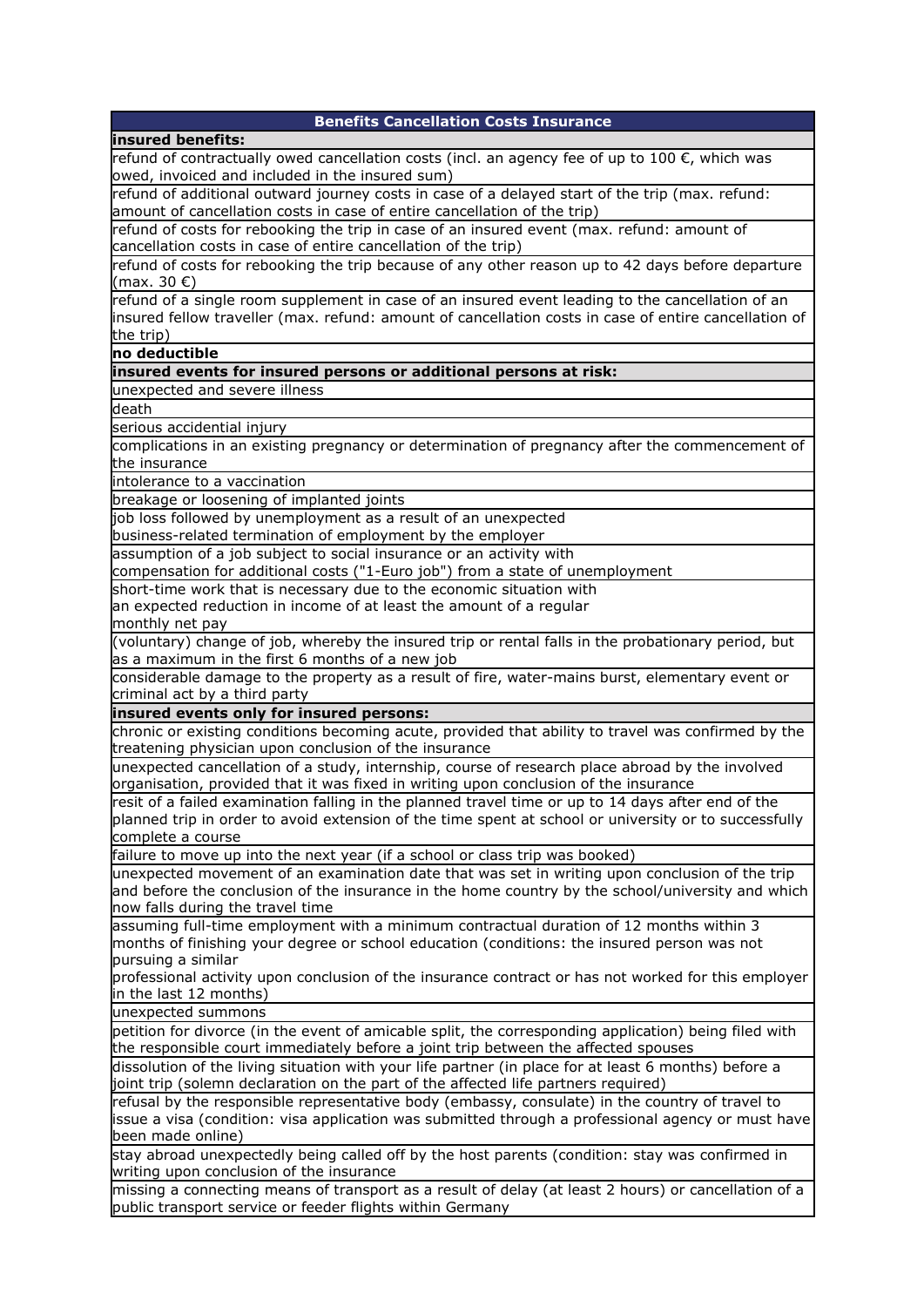| Benefits Cancellation Costs Insurance |
| --- |
| **insured benefits:** |
| refund of contractually owed cancellation costs (incl. an agency fee of up to 100 €, which was owed, invoiced and included in the insured sum) |
| refund of additional outward journey costs in case of a delayed start of the trip (max. refund: amount of cancellation costs in case of entire cancellation of the trip) |
| refund of costs for rebooking the trip in case of an insured event (max. refund: amount of cancellation costs in case of entire cancellation of the trip) |
| refund of costs for rebooking the trip because of any other reason up to 42 days before departure (max. 30 €) |
| refund of a single room supplement in case of an insured event leading to the cancellation of an insured fellow traveller (max. refund: amount of cancellation costs in case of entire cancellation of the trip) |
| **no deductible** |
| **insured events for insured persons or additional persons at risk:** |
| unexpected and severe illness |
| death |
| serious accidential injury |
| complications in an existing pregnancy or determination of pregnancy after the commencement of the insurance |
| intolerance to a vaccination |
| breakage or loosening of implanted joints |
| job loss followed by unemployment as a result of an unexpected business-related termination of employment by the employer |
| assumption of a job subject to social insurance or an activity with compensation for additional costs ("1-Euro job") from a state of unemployment |
| short-time work that is necessary due to the economic situation with an expected reduction in income of at least the amount of a regular monthly net pay |
| (voluntary) change of job, whereby the insured trip or rental falls in the probationary period, but as a maximum in the first 6 months of a new job |
| considerable damage to the property as a result of fire, water-mains burst, elementary event or criminal act by a third party |
| **insured events only for insured persons:** |
| chronic or existing conditions becoming acute, provided that ability to travel was confirmed by the treatening physician upon conclusion of the insurance |
| unexpected cancellation of a study, internship, course of research place abroad by the involved organisation, provided that it was fixed in writing upon conclusion of the insurance |
| resit of a failed examination falling in the planned travel time or up to 14 days after end of the planned trip in order to avoid extension of the time spent at school or university or to successfully complete a course |
| failure to move up into the next year (if a school or class trip was booked) |
| unexpected movement of an examination date that was set in writing upon conclusion of the trip and before the conclusion of the insurance in the home country by the school/university and which now falls during the travel time |
| assuming full-time employment with a minimum contractual duration of 12 months within 3 months of finishing your degree or school education (conditions: the insured person was not pursuing a similar professional activity upon conclusion of the insurance contract or has not worked for this employer in the last 12 months) |
| unexpected summons |
| petition for divorce (in the event of amicable split, the corresponding application) being filed with the responsible court immediately before a joint trip between the affected spouses |
| dissolution of the living situation with your life partner (in place for at least 6 months) before a joint trip (solemn declaration on the part of the affected life partners required) |
| refusal by the responsible representative body (embassy, consulate) in the country of travel to issue a visa (condition: visa application was submitted through a professional agency or must have been made online) |
| stay abroad unexpectedly being called off by the host parents (condition: stay was confirmed in writing upon conclusion of the insurance |
| missing a connecting means of transport as a result of delay (at least 2 hours) or cancellation of a public transport service or feeder flights within Germany |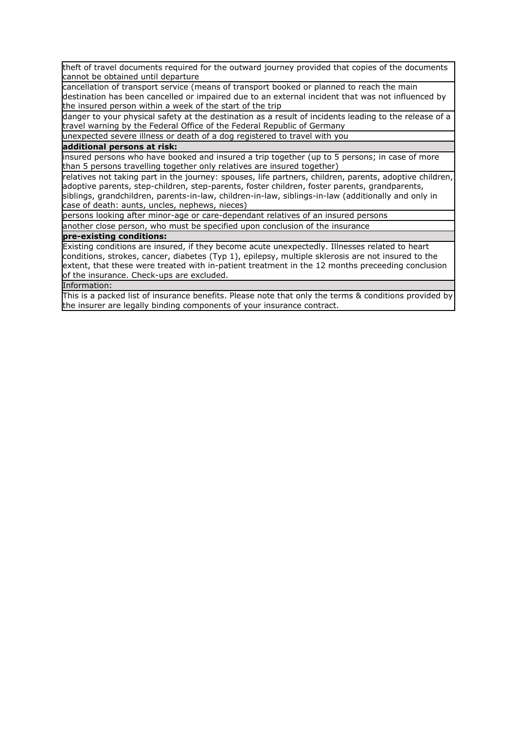| |
|---|
| theft of travel documents required for the outward journey provided that copies of the documents cannot be obtained until departure |
| cancellation of transport service (means of transport booked or planned to reach the main destination has been cancelled or impaired due to an external incident that was not influenced by the insured person within a week of the start of the trip |
| danger to your physical safety at the destination as a result of incidents leading to the release of a travel warning by the Federal Office of the Federal Republic of Germany |
| unexpected severe illness or death of a dog registered to travel with you |
| **additional persons at risk:** |
| insured persons who have booked and insured a trip together (up to 5 persons; in case of more than 5 persons travelling together only relatives are insured together) |
| relatives not taking part in the journey: spouses, life partners, children, parents, adoptive children, adoptive parents, step-children, step-parents, foster children, foster parents, grandparents, siblings, grandchildren, parents-in-law, children-in-law, siblings-in-law (additionally and only in case of death: aunts, uncles, nephews, nieces) |
| persons looking after minor-age or care-dependant relatives of an insured persons |
| another close person, who must be specified upon conclusion of the insurance |
| **pre-existing conditions:** |
| Existing conditions are insured, if they become acute unexpectedly. Illnesses related to heart conditions, strokes, cancer, diabetes (Typ 1), epilepsy, multiple sklerosis are not insured to the extent, that these were treated with in-patient treatment in the 12 months preceeding conclusion of the insurance. Check-ups are excluded. |
| Information: |
| This is a packed list of insurance benefits. Please note that only the terms & conditions provided by the insurer are legally binding components of your insurance contract. |